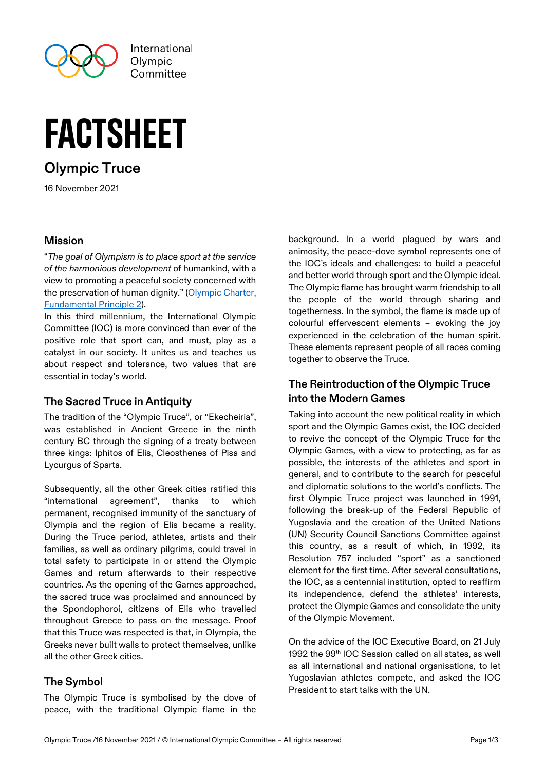International Olympic Committee

# FACTSHEET

## Olympic Truce

16 November 2021

### Mission

"*The goal of Olympism is to place sport at the service of the harmonious development* of humankind, with a view to promoting a peaceful society concerned with the preservation of human dignity." ([Olympic Charter, Fundamental Principle 2](#)).

In this third millennium, the International Olympic Committee (IOC) is more convinced than ever of the positive role that sport can, and must, play as a catalyst in our society. It unites us and teaches us about respect and tolerance, two values that are essential in today's world.

### The Sacred Truce in Antiquity

The tradition of the "Olympic Truce", or "Ekecheiria", was established in Ancient Greece in the ninth century BC through the signing of a treaty between three kings: Iphitos of Elis, Cleosthenes of Pisa and Lycurgus of Sparta.

Subsequently, all the other Greek cities ratified this "international agreement", thanks to which permanent, recognised immunity of the sanctuary of Olympia and the region of Elis became a reality. During the Truce period, athletes, artists and their families, as well as ordinary pilgrims, could travel in total safety to participate in or attend the Olympic Games and return afterwards to their respective countries. As the opening of the Games approached, the sacred truce was proclaimed and announced by the Spondophoroi, citizens of Elis who travelled throughout Greece to pass on the message. Proof that this Truce was respected is that, in Olympia, the Greeks never built walls to protect themselves, unlike all the other Greek cities.

### The Symbol

The Olympic Truce is symbolised by the dove of peace, with the traditional Olympic flame in the background. In a world plagued by wars and animosity, the peace-dove symbol represents one of the IOC's ideals and challenges: to build a peaceful and better world through sport and the Olympic ideal. The Olympic flame has brought warm friendship to all the people of the world through sharing and togetherness. In the symbol, the flame is made up of colourful effervescent elements – evoking the joy experienced in the celebration of the human spirit. These elements represent people of all races coming together to observe the Truce.

### The Reintroduction of the Olympic Truce into the Modern Games

Taking into account the new political reality in which sport and the Olympic Games exist, the IOC decided to revive the concept of the Olympic Truce for the Olympic Games, with a view to protecting, as far as possible, the interests of the athletes and sport in general, and to contribute to the search for peaceful and diplomatic solutions to the world's conflicts. The first Olympic Truce project was launched in 1991, following the break-up of the Federal Republic of Yugoslavia and the creation of the United Nations (UN) Security Council Sanctions Committee against this country, as a result of which, in 1992, its Resolution 757 included "sport" as a sanctioned element for the first time. After several consultations, the IOC, as a centennial institution, opted to reaffirm its independence, defend the athletes' interests, protect the Olympic Games and consolidate the unity of the Olympic Movement.

On the advice of the IOC Executive Board, on 21 July 1992 the 99th IOC Session called on all states, as well as all international and national organisations, to let Yugoslavian athletes compete, and asked the IOC President to start talks with the UN.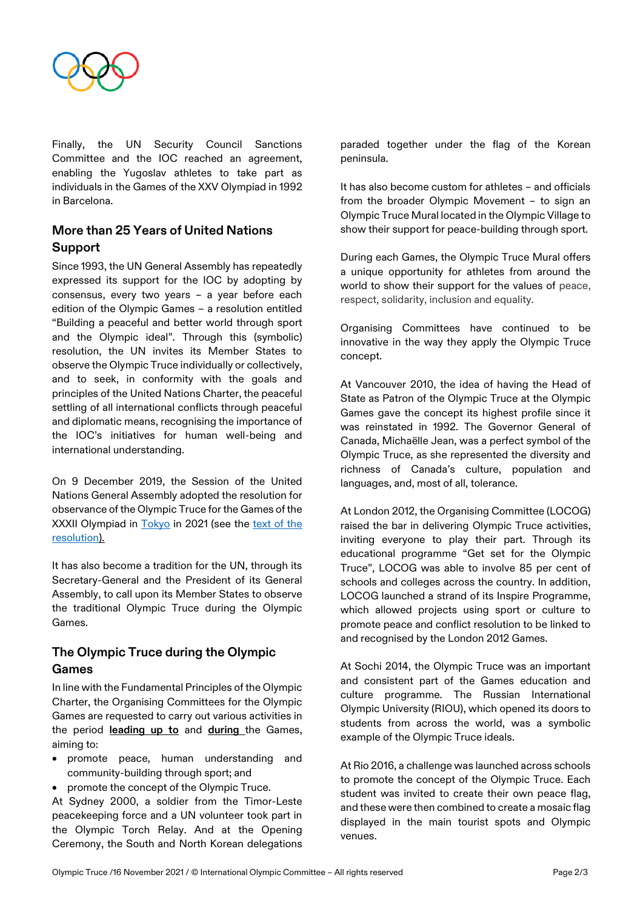Finally, the UN Security Council Sanctions Committee and the IOC reached an agreement, enabling the Yugoslav athletes to take part as individuals in the Games of the XXV Olympiad in 1992 in Barcelona.

## More than 25 Years of United Nations Support

Since 1993, the UN General Assembly has repeatedly expressed its support for the IOC by adopting by consensus, every two years – a year before each edition of the Olympic Games – a resolution entitled "Building a peaceful and better world through sport and the Olympic ideal". Through this (symbolic) resolution, the UN invites its Member States to observe the Olympic Truce individually or collectively, and to seek, in conformity with the goals and principles of the United Nations Charter, the peaceful settling of all international conflicts through peaceful and diplomatic means, recognising the importance of the IOC's initiatives for human well-being and international understanding.

On 9 December 2019, the Session of the United Nations General Assembly adopted the resolution for observance of the Olympic Truce for the Games of the XXXII Olympiad in Tokyo in 2021 (see the text of the resolution).

It has also become a tradition for the UN, through its Secretary-General and the President of its General Assembly, to call upon its Member States to observe the traditional Olympic Truce during the Olympic Games.

## The Olympic Truce during the Olympic Games

In line with the Fundamental Principles of the Olympic Charter, the Organising Committees for the Olympic Games are requested to carry out various activities in the period **leading up to** and **during** the Games, aiming to:

- promote peace, human understanding and community-building through sport; and
- promote the concept of the Olympic Truce.

At Sydney 2000, a soldier from the Timor-Leste peacekeeping force and a UN volunteer took part in the Olympic Torch Relay. And at the Opening Ceremony, the South and North Korean delegations paraded together under the flag of the Korean peninsula.

It has also become custom for athletes – and officials from the broader Olympic Movement – to sign an Olympic Truce Mural located in the Olympic Village to show their support for peace-building through sport.

During each Games, the Olympic Truce Mural offers a unique opportunity for athletes from around the world to show their support for the values of peace, respect, solidarity, inclusion and equality.

Organising Committees have continued to be innovative in the way they apply the Olympic Truce concept.

At Vancouver 2010, the idea of having the Head of State as Patron of the Olympic Truce at the Olympic Games gave the concept its highest profile since it was reinstated in 1992. The Governor General of Canada, Michaëlle Jean, was a perfect symbol of the Olympic Truce, as she represented the diversity and richness of Canada's culture, population and languages, and, most of all, tolerance.

At London 2012, the Organising Committee (LOCOG) raised the bar in delivering Olympic Truce activities, inviting everyone to play their part. Through its educational programme "Get set for the Olympic Truce", LOCOG was able to involve 85 per cent of schools and colleges across the country. In addition, LOCOG launched a strand of its Inspire Programme, which allowed projects using sport or culture to promote peace and conflict resolution to be linked to and recognised by the London 2012 Games.

At Sochi 2014, the Olympic Truce was an important and consistent part of the Games education and culture programme. The Russian International Olympic University (RIOU), which opened its doors to students from across the world, was a symbolic example of the Olympic Truce ideals.

At Rio 2016, a challenge was launched across schools to promote the concept of the Olympic Truce. Each student was invited to create their own peace flag, and these were then combined to create a mosaic flag displayed in the main tourist spots and Olympic venues.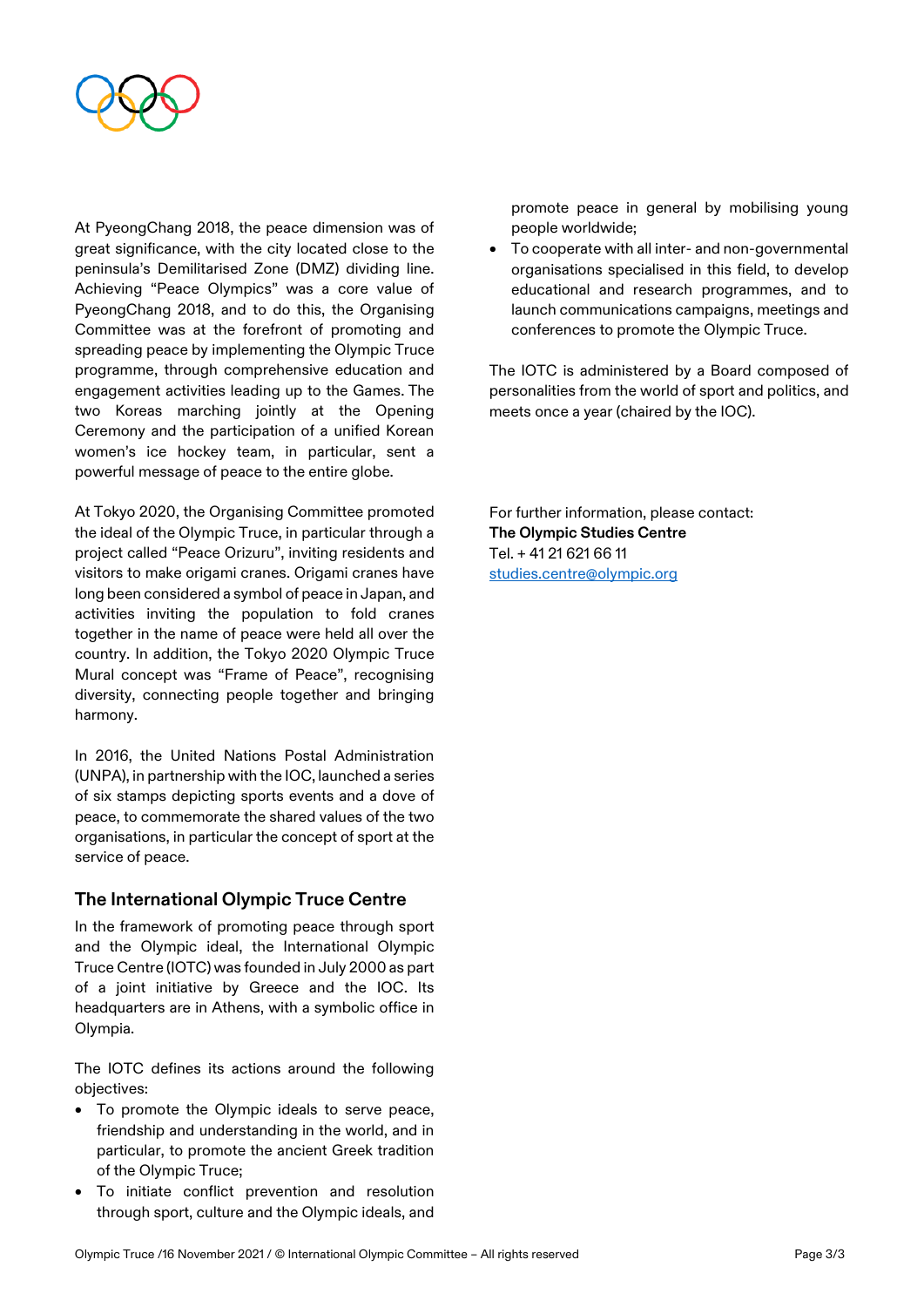At PyeongChang 2018, the peace dimension was of great significance, with the city located close to the peninsula's Demilitarised Zone (DMZ) dividing line. Achieving "Peace Olympics" was a core value of PyeongChang 2018, and to do this, the Organising Committee was at the forefront of promoting and spreading peace by implementing the Olympic Truce programme, through comprehensive education and engagement activities leading up to the Games. The two Koreas marching jointly at the Opening Ceremony and the participation of a unified Korean women's ice hockey team, in particular, sent a powerful message of peace to the entire globe.

At Tokyo 2020, the Organising Committee promoted the ideal of the Olympic Truce, in particular through a project called "Peace Orizuru", inviting residents and visitors to make origami cranes. Origami cranes have long been considered a symbol of peace in Japan, and activities inviting the population to fold cranes together in the name of peace were held all over the country. In addition, the Tokyo 2020 Olympic Truce Mural concept was "Frame of Peace", recognising diversity, connecting people together and bringing harmony.

In 2016, the United Nations Postal Administration (UNPA), in partnership with the IOC, launched a series of six stamps depicting sports events and a dove of peace, to commemorate the shared values of the two organisations, in particular the concept of sport at the service of peace.

## The International Olympic Truce Centre

In the framework of promoting peace through sport and the Olympic ideal, the International Olympic Truce Centre (IOTC) was founded in July 2000 as part of a joint initiative by Greece and the IOC. Its headquarters are in Athens, with a symbolic office in Olympia.

The IOTC defines its actions around the following objectives:

- To promote the Olympic ideals to serve peace, friendship and understanding in the world, and in particular, to promote the ancient Greek tradition of the Olympic Truce;
- To initiate conflict prevention and resolution through sport, culture and the Olympic ideals, and promote peace in general by mobilising young people worldwide;
- To cooperate with all inter- and non-governmental organisations specialised in this field, to develop educational and research programmes, and to launch communications campaigns, meetings and conferences to promote the Olympic Truce.

The IOTC is administered by a Board composed of personalities from the world of sport and politics, and meets once a year (chaired by the IOC).

For further information, please contact:
**The Olympic Studies Centre**
Tel. + 41 21 621 66 11
studies.centre@olympic.org